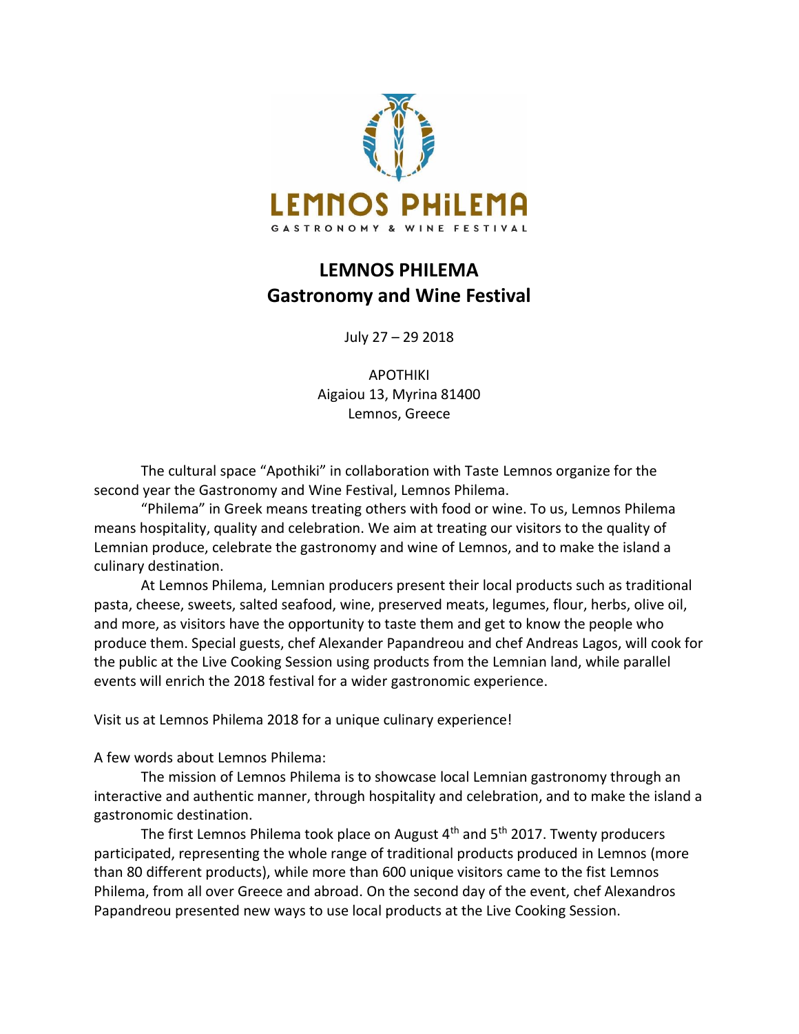LEMNOS PHiLEMA

GASTRONOMY & WINE FESTIVAL

# LEMNOS PHILEMA
# Gastronomy and Wine Festival

July 27 – 29 2018

APOTHIKI
Aigaiou 13, Myrina 81400
Lemnos, Greece

The cultural space "Apothiki" in collaboration with Taste Lemnos organize for the second year the Gastronomy and Wine Festival, Lemnos Philema.

"Philema" in Greek means treating others with food or wine. To us, Lemnos Philema means hospitality, quality and celebration. We aim at treating our visitors to the quality of Lemnian produce, celebrate the gastronomy and wine of Lemnos, and to make the island a culinary destination.

At Lemnos Philema, Lemnian producers present their local products such as traditional pasta, cheese, sweets, salted seafood, wine, preserved meats, legumes, flour, herbs, olive oil, and more, as visitors have the opportunity to taste them and get to know the people who produce them. Special guests, chef Alexander Papandreou and chef Andreas Lagos, will cook for the public at the Live Cooking Session using products from the Lemnian land, while parallel events will enrich the 2018 festival for a wider gastronomic experience.

Visit us at Lemnos Philema 2018 for a unique culinary experience!

A few words about Lemnos Philema:

The mission of Lemnos Philema is to showcase local Lemnian gastronomy through an interactive and authentic manner, through hospitality and celebration, and to make the island a gastronomic destination.

The first Lemnos Philema took place on August 4th and 5th 2017. Twenty producers participated, representing the whole range of traditional products produced in Lemnos (more than 80 different products), while more than 600 unique visitors came to the fist Lemnos Philema, from all over Greece and abroad. On the second day of the event, chef Alexandros Papandreou presented new ways to use local products at the Live Cooking Session.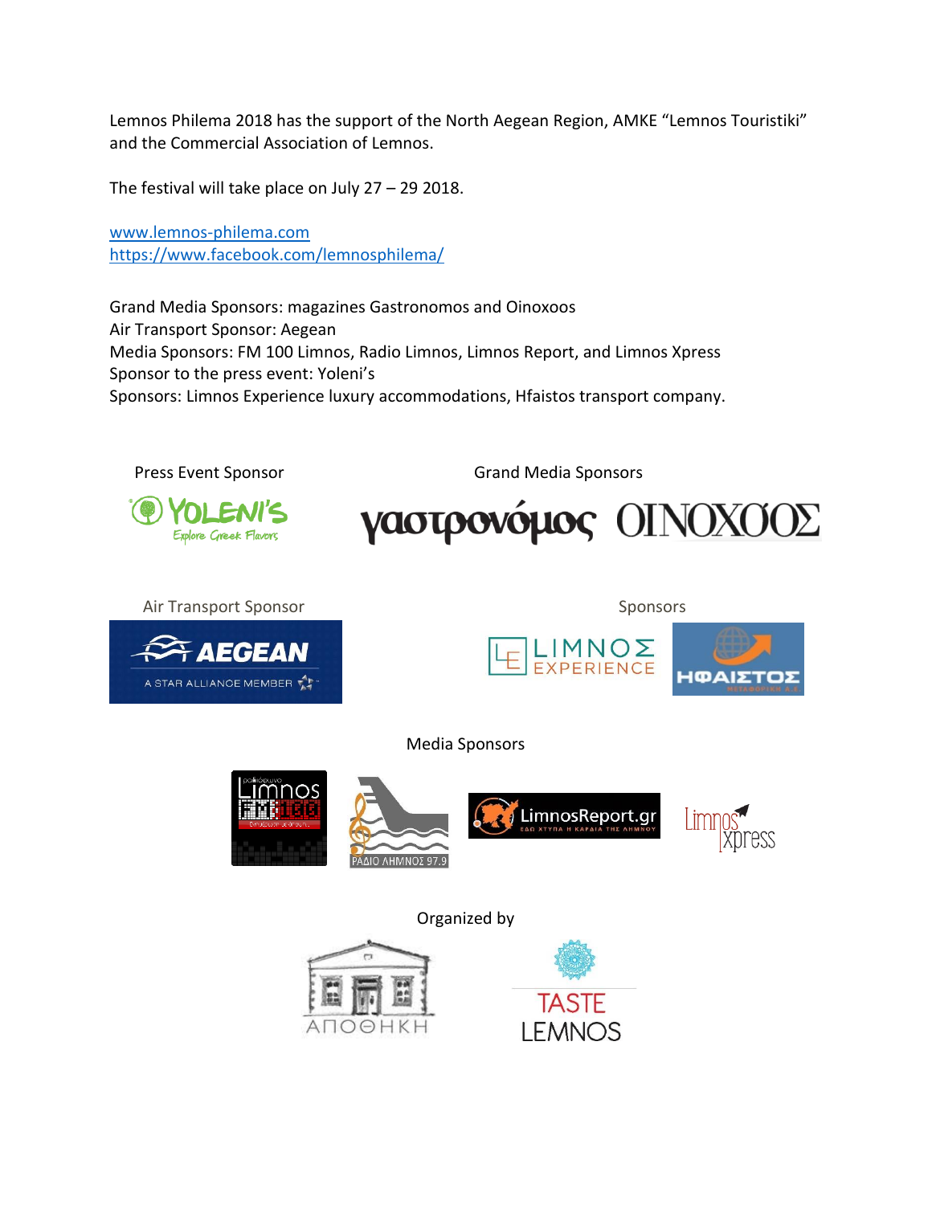Lemnos Philema 2018 has the support of the North Aegean Region, AMKE "Lemnos Touristiki" and the Commercial Association of Lemnos.

The festival will take place on July 27 – 29 2018.

www.lemnos-philema.com
https://www.facebook.com/lemnosphilema/

Grand Media Sponsors: magazines Gastronomos and Oinoxoos
Air Transport Sponsor: Aegean
Media Sponsors: FM 100 Limnos, Radio Limnos, Limnos Report, and Limnos Xpress
Sponsor to the press event: Yoleni's
Sponsors: Limnos Experience luxury accommodations, Hfaistos transport company.

Press Event Sponsor

YOLENI'S
Explore Greek Flavors

Grand Media Sponsors

γαστρονόμος ΟΙΝΟΧΟΟΣ

Air Transport Sponsor

AEGEAN
A STAR ALLIANCE MEMBER

Sponsors

LIMNOΣ EXPERIENCE

ΗΦΑΙΣΤΟΣ

Media Sponsors

Limnos

ΡΑΔΙΟ ΛΗΜΝΟΣ 97.9

LimnosReport.gr

Limnos Xpress

Organized by

ΑΠΟΘΗΚΗ

TASTE LEMNOS